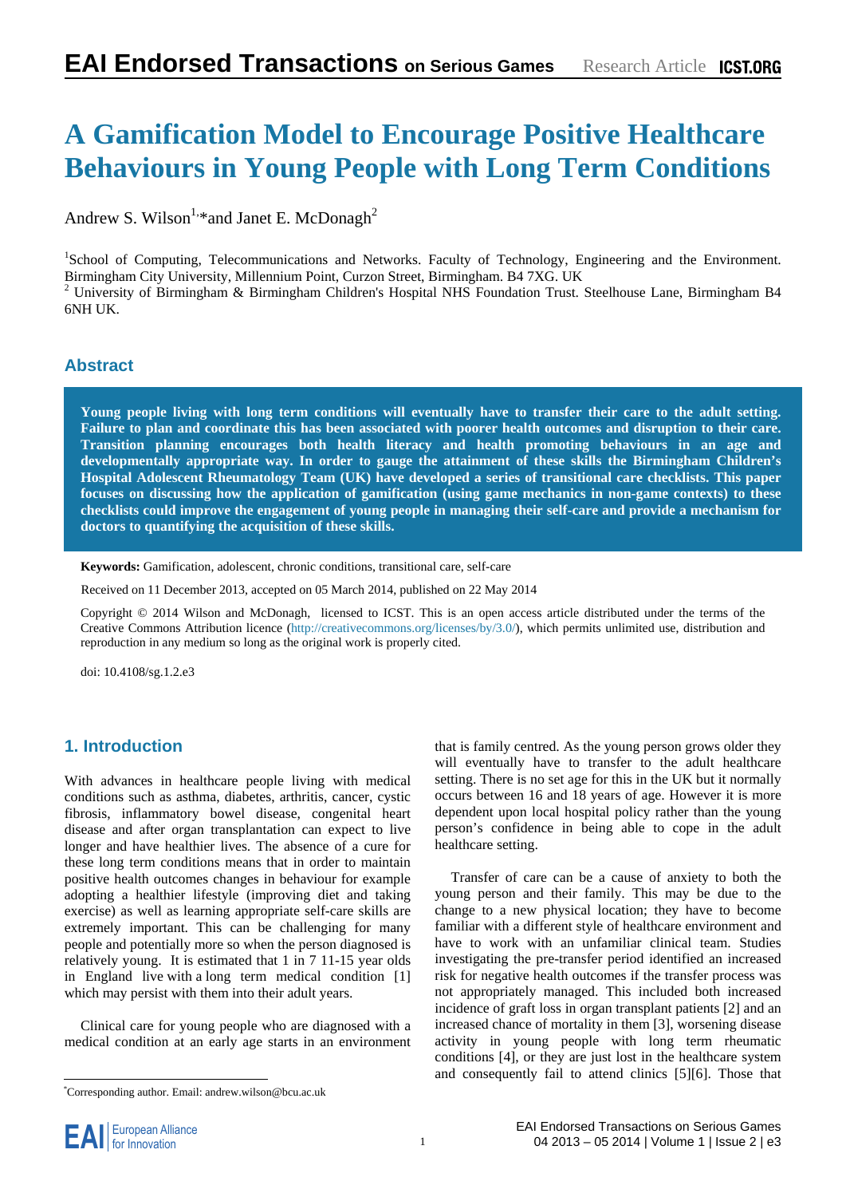# A Gamification Model to Encourage Positive Healthcare Behaviours in Young People with Long Term Conditions

Andrew S. Wilson[1,*] and Janet E. McDonagh[2]

[1]School of Computing, Telecommunications and Networks. Faculty of Technology, Engineering and the Environment. Birmingham City University, Millennium Point, Curzon Street, Birmingham. B4 7XG. UK
[2] University of Birmingham & Birmingham Children's Hospital NHS Foundation Trust. Steelhouse Lane, Birmingham B4 6NH UK.

## Abstract

**Young people living with long term conditions will eventually have to transfer their care to the adult setting. Failure to plan and coordinate this has been associated with poorer health outcomes and disruption to their care. Transition planning encourages both health literacy and health promoting behaviours in an age and developmentally appropriate way. In order to gauge the attainment of these skills the Birmingham Children's Hospital Adolescent Rheumatology Team (UK) have developed a series of transitional care checklists. This paper focuses on discussing how the application of gamification (using game mechanics in non-game contexts) to these checklists could improve the engagement of young people in managing their self-care and provide a mechanism for doctors to quantifying the acquisition of these skills.**

**Keywords:** Gamification, adolescent, chronic conditions, transitional care, self-care

Received on 11 December 2013, accepted on 05 March 2014, published on 22 May 2014

Copyright © 2014 Wilson and McDonagh, licensed to ICST. This is an open access article distributed under the terms of the Creative Commons Attribution licence (http://creativecommons.org/licenses/by/3.0/), which permits unlimited use, distribution and reproduction in any medium so long as the original work is properly cited.

doi: 10.4108/sg.1.2.e3

## 1. Introduction

With advances in healthcare people living with medical conditions such as asthma, diabetes, arthritis, cancer, cystic fibrosis, inflammatory bowel disease, congenital heart disease and after organ transplantation can expect to live longer and have healthier lives. The absence of a cure for these long term conditions means that in order to maintain positive health outcomes changes in behaviour for example adopting a healthier lifestyle (improving diet and taking exercise) as well as learning appropriate self-care skills are extremely important. This can be challenging for many people and potentially more so when the person diagnosed is relatively young. It is estimated that 1 in 7 11-15 year olds in England live with a long term medical condition [1] which may persist with them into their adult years.

Clinical care for young people who are diagnosed with a medical condition at an early age starts in an environment that is family centred. As the young person grows older they will eventually have to transfer to the adult healthcare setting. There is no set age for this in the UK but it normally occurs between 16 and 18 years of age. However it is more dependent upon local hospital policy rather than the young person's confidence in being able to cope in the adult healthcare setting.

Transfer of care can be a cause of anxiety to both the young person and their family. This may be due to the change to a new physical location; they have to become familiar with a different style of healthcare environment and have to work with an unfamiliar clinical team. Studies investigating the pre-transfer period identified an increased risk for negative health outcomes if the transfer process was not appropriately managed. This included both increased incidence of graft loss in organ transplant patients [2] and an increased chance of mortality in them [3], worsening disease activity in young people with long term rheumatic conditions [4], or they are just lost in the healthcare system and consequently fail to attend clinics [5][6]. Those that

[*]Corresponding author. Email: andrew.wilson@bcu.ac.uk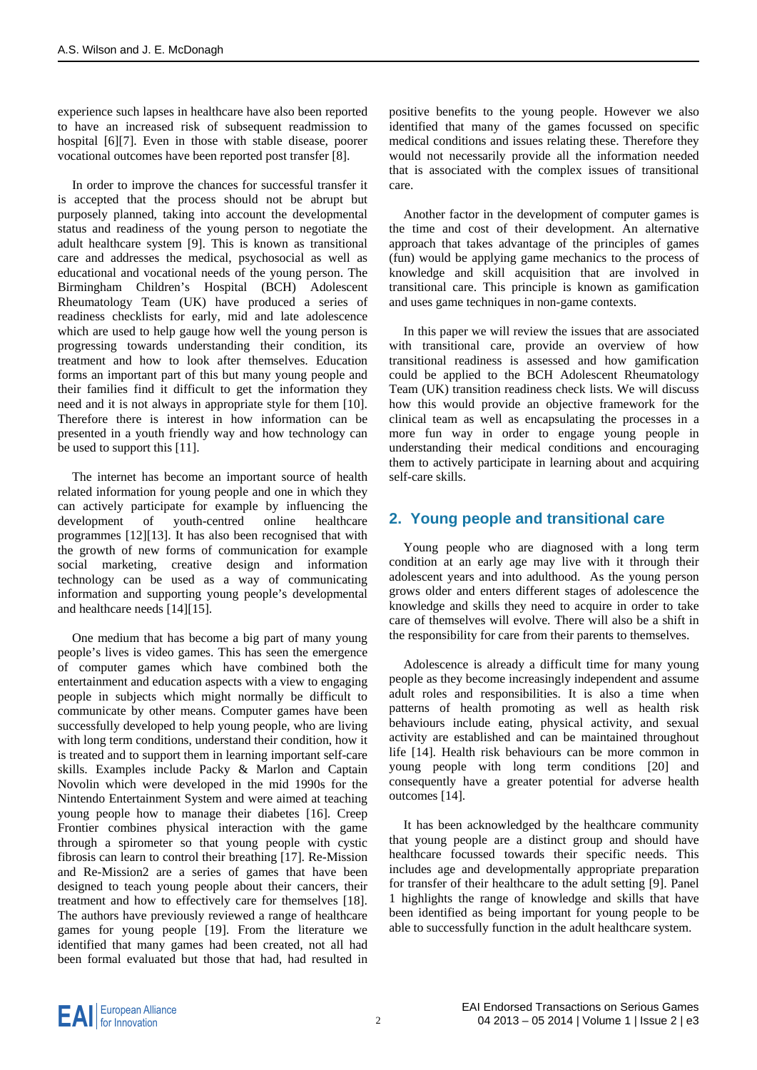experience such lapses in healthcare have also been reported to have an increased risk of subsequent readmission to hospital [6][7]. Even in those with stable disease, poorer vocational outcomes have been reported post transfer [8].

In order to improve the chances for successful transfer it is accepted that the process should not be abrupt but purposely planned, taking into account the developmental status and readiness of the young person to negotiate the adult healthcare system [9]. This is known as transitional care and addresses the medical, psychosocial as well as educational and vocational needs of the young person. The Birmingham Children's Hospital (BCH) Adolescent Rheumatology Team (UK) have produced a series of readiness checklists for early, mid and late adolescence which are used to help gauge how well the young person is progressing towards understanding their condition, its treatment and how to look after themselves. Education forms an important part of this but many young people and their families find it difficult to get the information they need and it is not always in appropriate style for them [10]. Therefore there is interest in how information can be presented in a youth friendly way and how technology can be used to support this [11].

The internet has become an important source of health related information for young people and one in which they can actively participate for example by influencing the development of youth-centred online healthcare programmes [12][13]. It has also been recognised that with the growth of new forms of communication for example social marketing, creative design and information technology can be used as a way of communicating information and supporting young people's developmental and healthcare needs [14][15].

One medium that has become a big part of many young people's lives is video games. This has seen the emergence of computer games which have combined both the entertainment and education aspects with a view to engaging people in subjects which might normally be difficult to communicate by other means. Computer games have been successfully developed to help young people, who are living with long term conditions, understand their condition, how it is treated and to support them in learning important self-care skills. Examples include Packy & Marlon and Captain Novolin which were developed in the mid 1990s for the Nintendo Entertainment System and were aimed at teaching young people how to manage their diabetes [16]. Creep Frontier combines physical interaction with the game through a spirometer so that young people with cystic fibrosis can learn to control their breathing [17]. Re-Mission and Re-Mission2 are a series of games that have been designed to teach young people about their cancers, their treatment and how to effectively care for themselves [18]. The authors have previously reviewed a range of healthcare games for young people [19]. From the literature we identified that many games had been created, not all had been formal evaluated but those that had, had resulted in positive benefits to the young people. However we also identified that many of the games focussed on specific medical conditions and issues relating these. Therefore they would not necessarily provide all the information needed that is associated with the complex issues of transitional care.

Another factor in the development of computer games is the time and cost of their development. An alternative approach that takes advantage of the principles of games (fun) would be applying game mechanics to the process of knowledge and skill acquisition that are involved in transitional care. This principle is known as gamification and uses game techniques in non-game contexts.

In this paper we will review the issues that are associated with transitional care, provide an overview of how transitional readiness is assessed and how gamification could be applied to the BCH Adolescent Rheumatology Team (UK) transition readiness check lists. We will discuss how this would provide an objective framework for the clinical team as well as encapsulating the processes in a more fun way in order to engage young people in understanding their medical conditions and encouraging them to actively participate in learning about and acquiring self-care skills.

## 2. Young people and transitional care

Young people who are diagnosed with a long term condition at an early age may live with it through their adolescent years and into adulthood. As the young person grows older and enters different stages of adolescence the knowledge and skills they need to acquire in order to take care of themselves will evolve. There will also be a shift in the responsibility for care from their parents to themselves.

Adolescence is already a difficult time for many young people as they become increasingly independent and assume adult roles and responsibilities. It is also a time when patterns of health promoting as well as health risk behaviours include eating, physical activity, and sexual activity are established and can be maintained throughout life [14]. Health risk behaviours can be more common in young people with long term conditions [20] and consequently have a greater potential for adverse health outcomes [14].

It has been acknowledged by the healthcare community that young people are a distinct group and should have healthcare focussed towards their specific needs. This includes age and developmentally appropriate preparation for transfer of their healthcare to the adult setting [9]. Panel 1 highlights the range of knowledge and skills that have been identified as being important for young people to be able to successfully function in the adult healthcare system.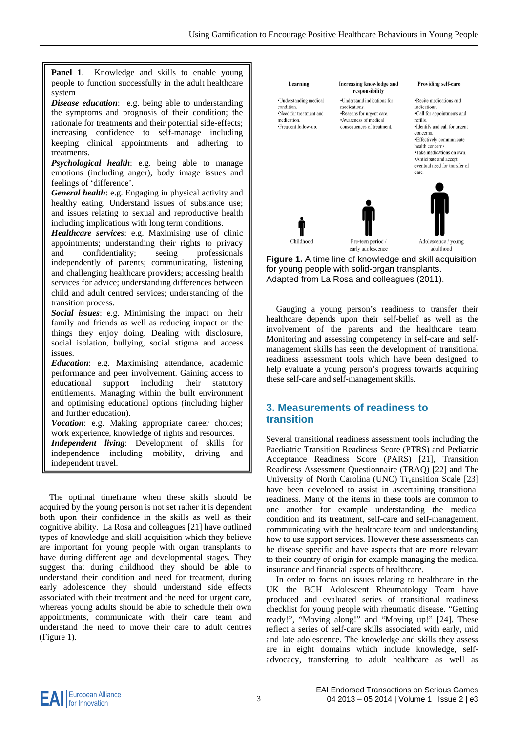**Panel 1**. Knowledge and skills to enable young people to function successfully in the adult healthcare system

***Disease education***: e.g. being able to understanding the symptoms and prognosis of their condition; the rationale for treatments and their potential side-effects; increasing confidence to self-manage including keeping clinical appointments and adhering to treatments.

***Psychological health***: e.g. being able to manage emotions (including anger), body image issues and feelings of 'difference'.

***General health***: e.g. Engaging in physical activity and healthy eating. Understand issues of substance use; and issues relating to sexual and reproductive health including implications with long term conditions.

***Healthcare services***: e.g. Maximising use of clinic appointments; understanding their rights to privacy and confidentiality; seeing professionals independently of parents; communicating, listening and challenging healthcare providers; accessing health services for advice; understanding differences between child and adult centred services; understanding of the transition process.

***Social issues***: e.g. Minimising the impact on their family and friends as well as reducing impact on the things they enjoy doing. Dealing with disclosure, social isolation, bullying, social stigma and access issues.

***Education***: e.g. Maximising attendance, academic performance and peer involvement. Gaining access to educational support including their statutory entitlements. Managing within the built environment and optimising educational options (including higher and further education).

***Vocation***: e.g. Making appropriate career choices; work experience, knowledge of rights and resources.

***Independent living***: Development of skills for independence including mobility, driving and independent travel.

The optimal timeframe when these skills should be acquired by the young person is not set rather it is dependent both upon their confidence in the skills as well as their cognitive ability. La Rosa and colleagues [21] have outlined types of knowledge and skill acquisition which they believe are important for young people with organ transplants to have during different age and developmental stages. They suggest that during childhood they should be able to understand their condition and need for treatment, during early adolescence they should understand side effects associated with their treatment and the need for urgent care, whereas young adults should be able to schedule their own appointments, communicate with their care team and understand the need to move their care to adult centres (Figure 1).

| Learning | Increasing knowledge and responsibility | Providing self-care |
|---|---|---|
| •Understanding medical condition. •Need for treatment and medication. •Frequent follow-up. | •Understand indications for medications. •Reasons for urgent care. •Awareness of medical consequences of treatment. | •Recite medications and indications. •Call for appointments and refills. •Identify and call for urgent concerns. •Effectively communicate health concerns. •Take medications on own. •Anticipate and accept eventual need for transfer of care. |
| Childhood | Pre-teen period / early adolescence | Adolescence / young adulthood |

**Figure 1.** A time line of knowledge and skill acquisition for young people with solid-organ transplants. Adapted from La Rosa and colleagues (2011).

Gauging a young person's readiness to transfer their healthcare depends upon their self-belief as well as the involvement of the parents and the healthcare team. Monitoring and assessing competency in self-care and self-management skills has seen the development of transitional readiness assessment tools which have been designed to help evaluate a young person's progress towards acquiring these self-care and self-management skills.

## 3. Measurements of readiness to transition

Several transitional readiness assessment tools including the Paediatric Transition Readiness Score (PTRS) and Pediatric Acceptance Readiness Score (PARS) [21], Transition Readiness Assessment Questionnaire (TRAQ) [22] and The University of North Carolina (UNC) Tr$_x$ansition Scale [23] have been developed to assist in ascertaining transitional readiness. Many of the items in these tools are common to one another for example understanding the medical condition and its treatment, self-care and self-management, communicating with the healthcare team and understanding how to use support services. However these assessments can be disease specific and have aspects that are more relevant to their country of origin for example managing the medical insurance and financial aspects of healthcare.

In order to focus on issues relating to healthcare in the UK the BCH Adolescent Rheumatology Team have produced and evaluated series of transitional readiness checklist for young people with rheumatic disease. "Getting ready!", "Moving along!" and "Moving up!" [24]. These reflect a series of self-care skills associated with early, mid and late adolescence. The knowledge and skills they assess are in eight domains which include knowledge, self-advocacy, transferring to adult healthcare as well as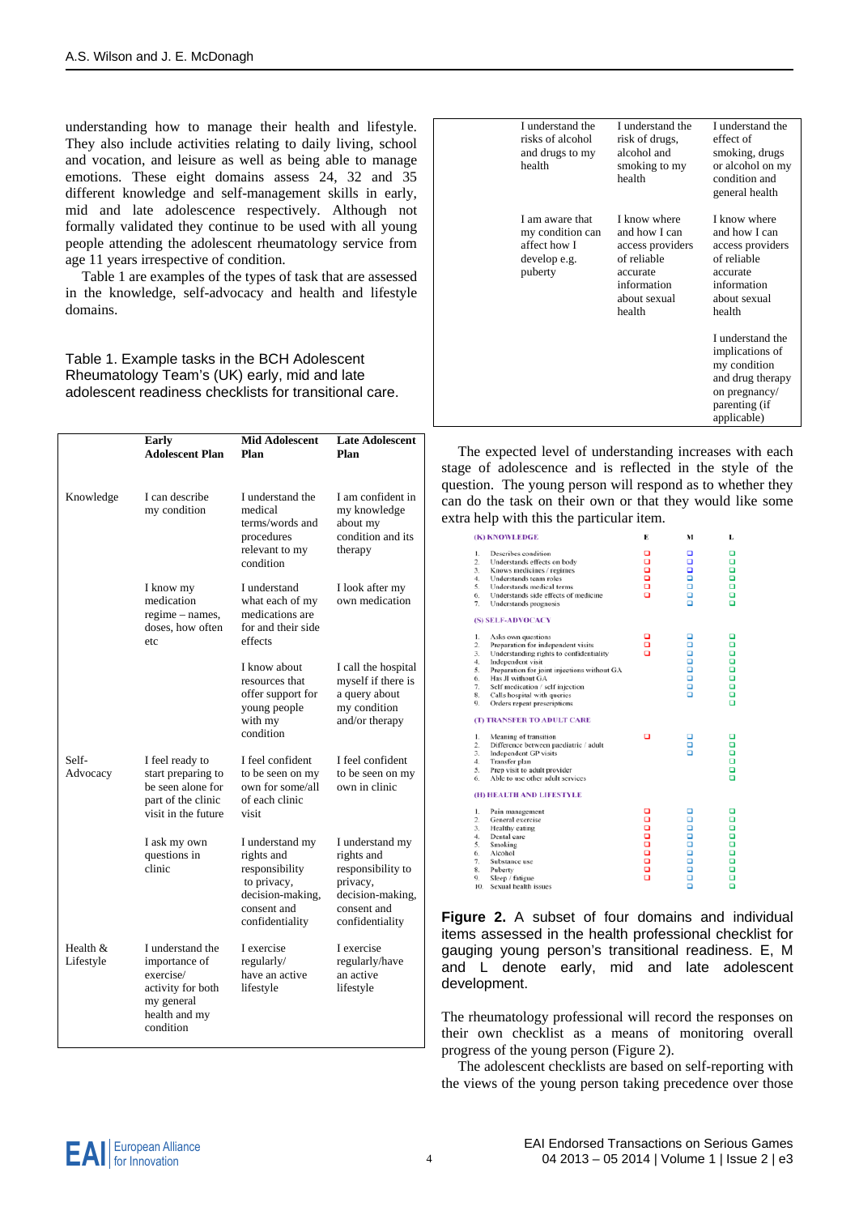understanding how to manage their health and lifestyle. They also include activities relating to daily living, school and vocation, and leisure as well as being able to manage emotions. These eight domains assess 24, 32 and 35 different knowledge and self-management skills in early, mid and late adolescence respectively. Although not formally validated they continue to be used with all young people attending the adolescent rheumatology service from age 11 years irrespective of condition.

Table 1 are examples of the types of task that are assessed in the knowledge, self-advocacy and health and lifestyle domains.

Table 1. Example tasks in the BCH Adolescent Rheumatology Team's (UK) early, mid and late adolescent readiness checklists for transitional care.

| | Early Adolescent Plan | Mid Adolescent Plan | Late Adolescent Plan |
|---|---|---|---|
| Knowledge | I can describe my condition | I understand the medical terms/words and procedures relevant to my condition | I am confident in my knowledge about my condition and its therapy |
| | I know my medication regime – names, doses, how often etc | I understand what each of my medications are for and their side effects | I look after my own medication |
| | | I know about resources that offer support for young people with my condition | I call the hospital myself if there is a query about my condition and/or therapy |
| Self-Advocacy | I feel ready to start preparing to be seen alone for part of the clinic visit in the future | I feel confident to be seen on my own for some/all of each clinic visit | I feel confident to be seen on my own in clinic |
| | I ask my own questions in clinic | I understand my rights and responsibility to privacy, decision-making, consent and confidentiality | I understand my rights and responsibility to privacy, decision-making, consent and confidentiality |
| Health & Lifestyle | I understand the importance of exercise/ activity for both my general health and my condition | I exercise regularly/ have an active lifestyle | I exercise regularly/have an active lifestyle |
| | I understand the risks of alcohol and drugs to my health | I understand the risk of drugs, alcohol and smoking to my health | I understand the effect of smoking, drugs or alcohol on my condition and general health |
| | I am aware that my condition can affect how I develop e.g. puberty | I know where and how I can access providers of reliable accurate information about sexual health | I know where and how I can access providers of reliable accurate information about sexual health |
| | | | I understand the implications of my condition and drug therapy on pregnancy/ parenting (if applicable) |

The expected level of understanding increases with each stage of adolescence and is reflected in the style of the question. The young person will respond as to whether they can do the task on their own or that they would like some extra help with this the particular item.

| | E | M | L |
|---|---|---|---|
| **(K) KNOWLEDGE** | | | |
| 1. Describes condition | ❑ | ❑ | ❑ |
| 2. Understands effects on body | ❑ | ❑ | ❑ |
| 3. Knows medicines / regimes | ❑ | ❑ | ❑ |
| 4. Understands team roles | ❑ | ❑ | ❑ |
| 5. Understands medical terms | ❑ | ❑ | ❑ |
| 6. Understands side effects of medicine | ❑ | ❑ | ❑ |
| 7. Understands prognosis | | ❑ | ❑ |
| **(S) SELF-ADVOCACY** | | | |
| 1. Asks own questions | ❑ | ❑ | ❑ |
| 2. Preparation for independent visits | ❑ | ❑ | ❑ |
| 3. Understanding rights to confidentiality | ❑ | ❑ | ❑ |
| 4. Independent visit | | ❑ | ❑ |
| 5. Preparation for joint injections without GA | | ❑ | ❑ |
| 6. Has JI without GA | | ❑ | ❑ |
| 7. Self medication / self injection | | ❑ | ❑ |
| 8. Calls hospital with queries | | ❑ | ❑ |
| 9. Orders repeat prescriptions | | | ❑ |
| **(T) TRANSFER TO ADULT CARE** | | | |
| 1. Meaning of transition | ❑ | ❑ | ❑ |
| 2. Difference between paediatric / adult | | ❑ | ❑ |
| 3. Independent GP visits | | ❑ | ❑ |
| 4. Transfer plan | | | ❑ |
| 5. Prep visit to adult provider | | | ❑ |
| 6. Able to use other adult services | | | ❑ |
| **(H) HEALTH AND LIFESTYLE** | | | |
| 1. Pain management | ❑ | ❑ | ❑ |
| 2. General exercise | ❑ | ❑ | ❑ |
| 3. Healthy eating | ❑ | ❑ | ❑ |
| 4. Dental care | ❑ | ❑ | ❑ |
| 5. Smoking | ❑ | ❑ | ❑ |
| 6. Alcohol | ❑ | ❑ | ❑ |
| 7. Substance use | ❑ | ❑ | ❑ |
| 8. Puberty | ❑ | ❑ | ❑ |
| 9. Sleep / fatigue | ❑ | ❑ | ❑ |
| 10. Sexual health issues | | ❑ | ❑ |

**Figure 2.** A subset of four domains and individual items assessed in the health professional checklist for gauging young person's transitional readiness. E, M and L denote early, mid and late adolescent development.

The rheumatology professional will record the responses on their own checklist as a means of monitoring overall progress of the young person (Figure 2).

The adolescent checklists are based on self-reporting with the views of the young person taking precedence over those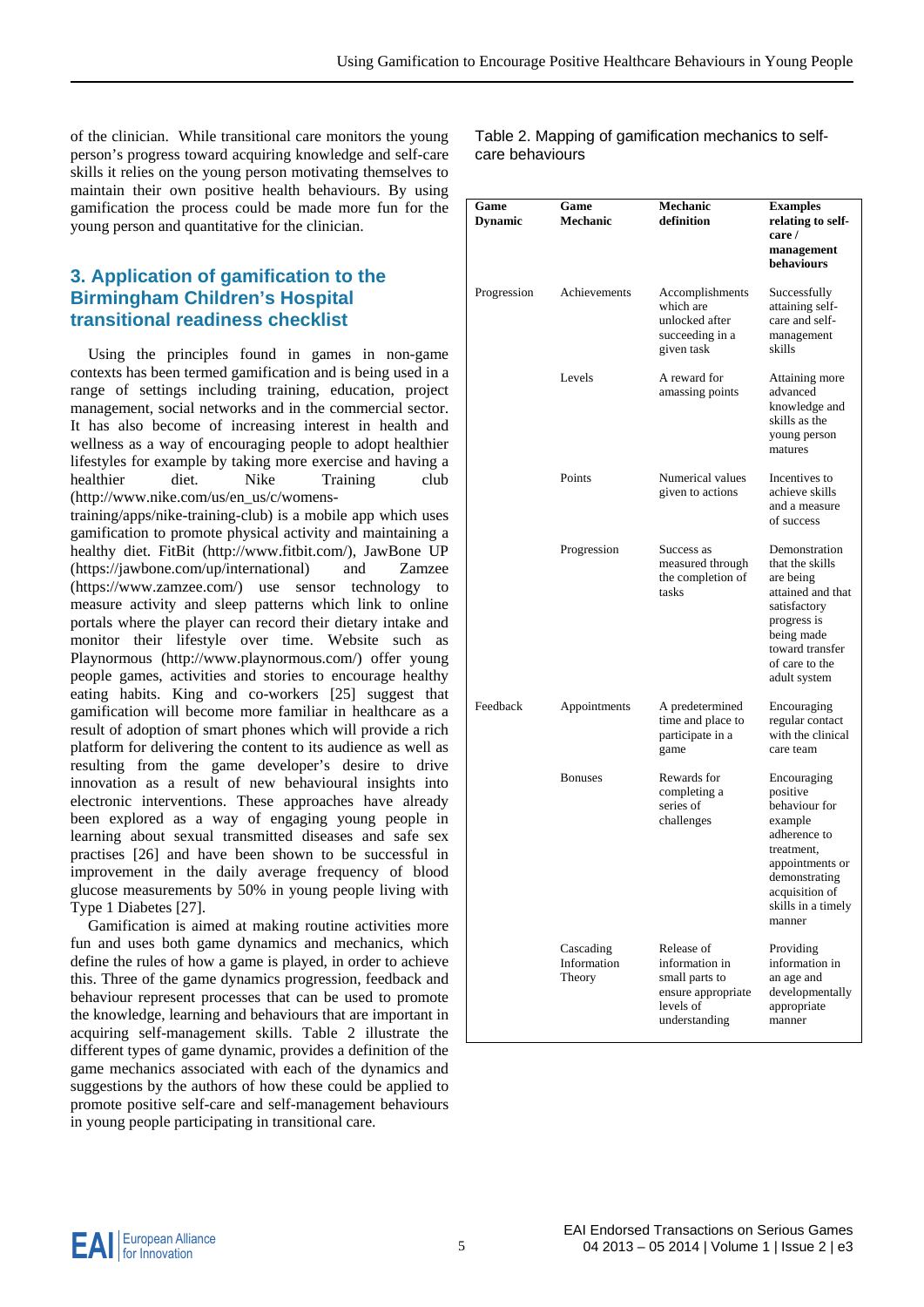of the clinician. While transitional care monitors the young person's progress toward acquiring knowledge and self-care skills it relies on the young person motivating themselves to maintain their own positive health behaviours. By using gamification the process could be made more fun for the young person and quantitative for the clinician.

## 3. Application of gamification to the Birmingham Children's Hospital transitional readiness checklist

Using the principles found in games in non-game contexts has been termed gamification and is being used in a range of settings including training, education, project management, social networks and in the commercial sector. It has also become of increasing interest in health and wellness as a way of encouraging people to adopt healthier lifestyles for example by taking more exercise and having a healthier diet. Nike Training club (http://www.nike.com/us/en_us/c/womens-training/apps/nike-training-club) is a mobile app which uses gamification to promote physical activity and maintaining a healthy diet. FitBit (http://www.fitbit.com/), JawBone UP (https://jawbone.com/up/international) and Zamzee (https://www.zamzee.com/) use sensor technology to measure activity and sleep patterns which link to online portals where the player can record their dietary intake and monitor their lifestyle over time. Website such as Playnormous (http://www.playnormous.com/) offer young people games, activities and stories to encourage healthy eating habits. King and co-workers [25] suggest that gamification will become more familiar in healthcare as a result of adoption of smart phones which will provide a rich platform for delivering the content to its audience as well as resulting from the game developer's desire to drive innovation as a result of new behavioural insights into electronic interventions. These approaches have already been explored as a way of engaging young people in learning about sexual transmitted diseases and safe sex practises [26] and have been shown to be successful in improvement in the daily average frequency of blood glucose measurements by 50% in young people living with Type 1 Diabetes [27].

Gamification is aimed at making routine activities more fun and uses both game dynamics and mechanics, which define the rules of how a game is played, in order to achieve this. Three of the game dynamics progression, feedback and behaviour represent processes that can be used to promote the knowledge, learning and behaviours that are important in acquiring self-management skills. Table 2 illustrate the different types of game dynamic, provides a definition of the game mechanics associated with each of the dynamics and suggestions by the authors of how these could be applied to promote positive self-care and self-management behaviours in young people participating in transitional care.

Table 2. Mapping of gamification mechanics to self-care behaviours

| Game Dynamic | Game Mechanic | Mechanic definition | Examples relating to self-care / management behaviours |
|---|---|---|---|
| Progression | Achievements | Accomplishments which are unlocked after succeeding in a given task | Successfully attaining self-care and self-management skills |
| | Levels | A reward for amassing points | Attaining more advanced knowledge and skills as the young person matures |
| | Points | Numerical values given to actions | Incentives to achieve skills and a measure of success |
| | Progression | Success as measured through the completion of tasks | Demonstration that the skills are being attained and that satisfactory progress is being made toward transfer of care to the adult system |
| Feedback | Appointments | A predetermined time and place to participate in a game | Encouraging regular contact with the clinical care team |
| | Bonuses | Rewards for completing a series of challenges | Encouraging positive behaviour for example adherence to treatment, appointments or demonstrating acquisition of skills in a timely manner |
| | Cascading Information Theory | Release of information in small parts to ensure appropriate levels of understanding | Providing information in an age and developmentally appropriate manner |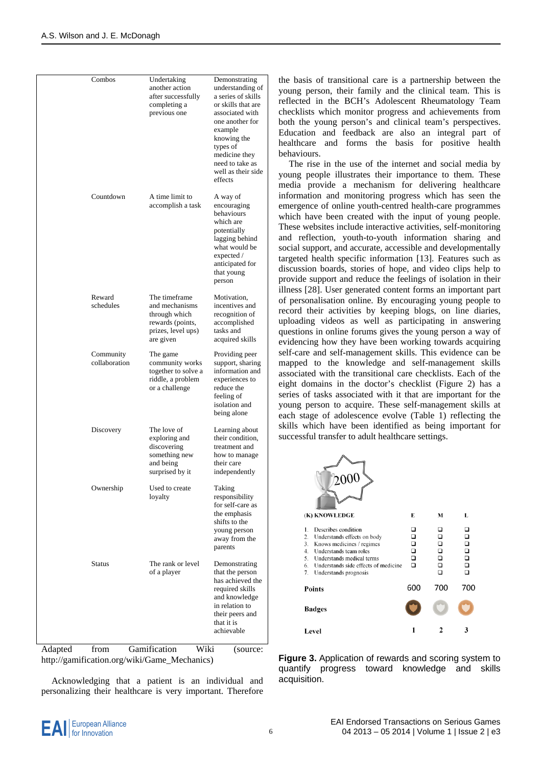| Combos | Undertaking another action after successfully completing a previous one | Demonstrating understanding of a series of skills or skills that are associated with one another for example knowing the types of medicine they need to take as well as their side effects |
|---|---|---|
| Countdown | A time limit to accomplish a task | A way of encouraging behaviours which are potentially lagging behind what would be expected / anticipated for that young person |
| Reward schedules | The timeframe and mechanisms through which rewards (points, prizes, level ups) are given | Motivation, incentives and recognition of accomplished tasks and acquired skills |
| Community collaboration | The game community works together to solve a riddle, a problem or a challenge | Providing peer support, sharing information and experiences to reduce the feeling of isolation and being alone |
| Discovery | The love of exploring and discovering something new and being surprised by it | Learning about their condition, treatment and how to manage their care independently |
| Ownership | Used to create loyalty | Taking responsibility for self-care as the emphasis shifts to the young person away from the parents |
| Status | The rank or level of a player | Demonstrating that the person has achieved the required skills and knowledge in relation to their peers and that it is achievable |

Adapted from Gamification Wiki (source: http://gamification.org/wiki/Game_Mechanics)

Acknowledging that a patient is an individual and personalizing their healthcare is very important. Therefore the basis of transitional care is a partnership between the young person, their family and the clinical team. This is reflected in the BCH's Adolescent Rheumatology Team checklists which monitor progress and achievements from both the young person's and clinical team's perspectives. Education and feedback are also an integral part of healthcare and forms the basis for positive health behaviours.

The rise in the use of the internet and social media by young people illustrates their importance to them. These media provide a mechanism for delivering healthcare information and monitoring progress which has seen the emergence of online youth-centred health-care programmes which have been created with the input of young people. These websites include interactive activities, self-monitoring and reflection, youth-to-youth information sharing and social support, and accurate, accessible and developmentally targeted health specific information [13]. Features such as discussion boards, stories of hope, and video clips help to provide support and reduce the feelings of isolation in their illness [28]. User generated content forms an important part of personalisation online. By encouraging young people to record their activities by keeping blogs, on line diaries, uploading videos as well as participating in answering questions in online forums gives the young person a way of evidencing how they have been working towards acquiring self-care and self-management skills. This evidence can be mapped to the knowledge and self-management skills associated with the transitional care checklists. Each of the eight domains in the doctor's checklist (Figure 2) has a series of tasks associated with it that are important for the young person to acquire. These self-management skills at each stage of adolescence evolve (Table 1) reflecting the skills which have been identified as being important for successful transfer to adult healthcare settings.

2000

| (K) KNOWLEDGE | E | M | L |
|---|---|---|---|
| 1. Describes condition | ❑ | ❑ | ❑ |
| 2. Understands effects on body | ❑ | ❑ | ❑ |
| 3. Knows medicines / regimes | ❑ | ❑ | ❑ |
| 4. Understands team roles | ❑ | ❑ | ❑ |
| 5. Understands medical terms | ❑ | ❑ | ❑ |
| 6. Understands side effects of medicine | ❑ | ❑ | ❑ |
| 7. Understands prognosis | | ❑ | ❑ |
| Points | 600 | 700 | 700 |
| Badges | | | |
| Level | 1 | 2 | 3 |

**Figure 3.** Application of rewards and scoring system to quantify progress toward knowledge and skills acquisition.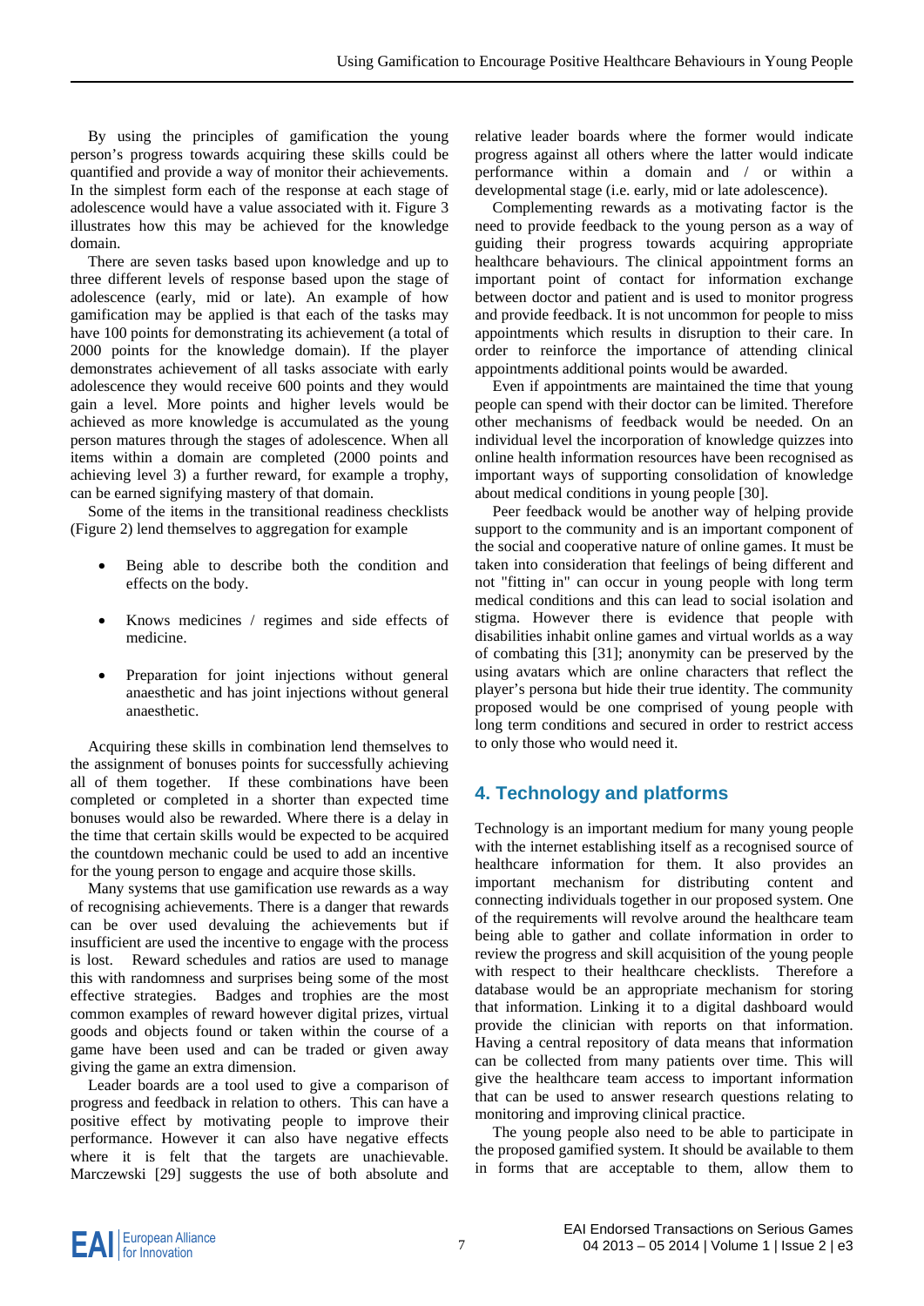By using the principles of gamification the young person's progress towards acquiring these skills could be quantified and provide a way of monitor their achievements. In the simplest form each of the response at each stage of adolescence would have a value associated with it. Figure 3 illustrates how this may be achieved for the knowledge domain.

There are seven tasks based upon knowledge and up to three different levels of response based upon the stage of adolescence (early, mid or late). An example of how gamification may be applied is that each of the tasks may have 100 points for demonstrating its achievement (a total of 2000 points for the knowledge domain). If the player demonstrates achievement of all tasks associate with early adolescence they would receive 600 points and they would gain a level. More points and higher levels would be achieved as more knowledge is accumulated as the young person matures through the stages of adolescence. When all items within a domain are completed (2000 points and achieving level 3) a further reward, for example a trophy, can be earned signifying mastery of that domain.

Some of the items in the transitional readiness checklists (Figure 2) lend themselves to aggregation for example

- Being able to describe both the condition and effects on the body.
- Knows medicines / regimes and side effects of medicine.
- Preparation for joint injections without general anaesthetic and has joint injections without general anaesthetic.

Acquiring these skills in combination lend themselves to the assignment of bonuses points for successfully achieving all of them together. If these combinations have been completed or completed in a shorter than expected time bonuses would also be rewarded. Where there is a delay in the time that certain skills would be expected to be acquired the countdown mechanic could be used to add an incentive for the young person to engage and acquire those skills.

Many systems that use gamification use rewards as a way of recognising achievements. There is a danger that rewards can be over used devaluing the achievements but if insufficient are used the incentive to engage with the process is lost. Reward schedules and ratios are used to manage this with randomness and surprises being some of the most effective strategies. Badges and trophies are the most common examples of reward however digital prizes, virtual goods and objects found or taken within the course of a game have been used and can be traded or given away giving the game an extra dimension.

Leader boards are a tool used to give a comparison of progress and feedback in relation to others. This can have a positive effect by motivating people to improve their performance. However it can also have negative effects where it is felt that the targets are unachievable. Marczewski [29] suggests the use of both absolute and relative leader boards where the former would indicate progress against all others where the latter would indicate performance within a domain and / or within a developmental stage (i.e. early, mid or late adolescence).

Complementing rewards as a motivating factor is the need to provide feedback to the young person as a way of guiding their progress towards acquiring appropriate healthcare behaviours. The clinical appointment forms an important point of contact for information exchange between doctor and patient and is used to monitor progress and provide feedback. It is not uncommon for people to miss appointments which results in disruption to their care. In order to reinforce the importance of attending clinical appointments additional points would be awarded.

Even if appointments are maintained the time that young people can spend with their doctor can be limited. Therefore other mechanisms of feedback would be needed. On an individual level the incorporation of knowledge quizzes into online health information resources have been recognised as important ways of supporting consolidation of knowledge about medical conditions in young people [30].

Peer feedback would be another way of helping provide support to the community and is an important component of the social and cooperative nature of online games. It must be taken into consideration that feelings of being different and not "fitting in" can occur in young people with long term medical conditions and this can lead to social isolation and stigma. However there is evidence that people with disabilities inhabit online games and virtual worlds as a way of combating this [31]; anonymity can be preserved by the using avatars which are online characters that reflect the player's persona but hide their true identity. The community proposed would be one comprised of young people with long term conditions and secured in order to restrict access to only those who would need it.

## 4. Technology and platforms

Technology is an important medium for many young people with the internet establishing itself as a recognised source of healthcare information for them. It also provides an important mechanism for distributing content and connecting individuals together in our proposed system. One of the requirements will revolve around the healthcare team being able to gather and collate information in order to review the progress and skill acquisition of the young people with respect to their healthcare checklists. Therefore a database would be an appropriate mechanism for storing that information. Linking it to a digital dashboard would provide the clinician with reports on that information. Having a central repository of data means that information can be collected from many patients over time. This will give the healthcare team access to important information that can be used to answer research questions relating to monitoring and improving clinical practice.

The young people also need to be able to participate in the proposed gamified system. It should be available to them in forms that are acceptable to them, allow them to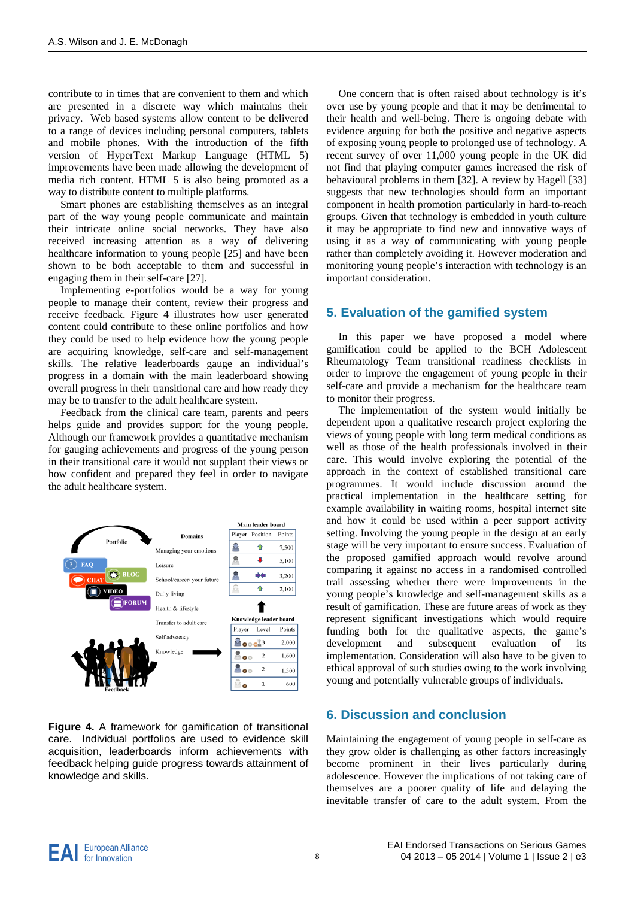contribute to in times that are convenient to them and which are presented in a discrete way which maintains their privacy. Web based systems allow content to be delivered to a range of devices including personal computers, tablets and mobile phones. With the introduction of the fifth version of HyperText Markup Language (HTML 5) improvements have been made allowing the development of media rich content. HTML 5 is also being promoted as a way to distribute content to multiple platforms.

Smart phones are establishing themselves as an integral part of the way young people communicate and maintain their intricate online social networks. They have also received increasing attention as a way of delivering healthcare information to young people [25] and have been shown to be both acceptable to them and successful in engaging them in their self-care [27].

Implementing e-portfolios would be a way for young people to manage their content, review their progress and receive feedback. Figure 4 illustrates how user generated content could contribute to these online portfolios and how they could be used to help evidence how the young people are acquiring knowledge, self-care and self-management skills. The relative leaderboards gauge an individual's progress in a domain with the main leaderboard showing overall progress in their transitional care and how ready they may be to transfer to the adult healthcare system.

Feedback from the clinical care team, parents and peers helps guide and provides support for the young people. Although our framework provides a quantitative mechanism for gauging achievements and progress of the young person in their transitional care it would not supplant their views or how confident and prepared they feel in order to navigate the adult healthcare system.

**Figure 4.** A framework for gamification of transitional care. Individual portfolios are used to evidence skill acquisition, leaderboards inform achievements with feedback helping guide progress towards attainment of knowledge and skills.

One concern that is often raised about technology is it's over use by young people and that it may be detrimental to their health and well-being. There is ongoing debate with evidence arguing for both the positive and negative aspects of exposing young people to prolonged use of technology. A recent survey of over 11,000 young people in the UK did not find that playing computer games increased the risk of behavioural problems in them [32]. A review by Hagell [33] suggests that new technologies should form an important component in health promotion particularly in hard-to-reach groups. Given that technology is embedded in youth culture it may be appropriate to find new and innovative ways of using it as a way of communicating with young people rather than completely avoiding it. However moderation and monitoring young people's interaction with technology is an important consideration.

## 5. Evaluation of the gamified system

In this paper we have proposed a model where gamification could be applied to the BCH Adolescent Rheumatology Team transitional readiness checklists in order to improve the engagement of young people in their self-care and provide a mechanism for the healthcare team to monitor their progress.

The implementation of the system would initially be dependent upon a qualitative research project exploring the views of young people with long term medical conditions as well as those of the health professionals involved in their care. This would involve exploring the potential of the approach in the context of established transitional care programmes. It would include discussion around the practical implementation in the healthcare setting for example availability in waiting rooms, hospital internet site and how it could be used within a peer support activity setting. Involving the young people in the design at an early stage will be very important to ensure success. Evaluation of the proposed gamified approach would revolve around comparing it against no access in a randomised controlled trail assessing whether there were improvements in the young people's knowledge and self-management skills as a result of gamification. These are future areas of work as they represent significant investigations which would require funding both for the qualitative aspects, the game's development and subsequent evaluation of its implementation. Consideration will also have to be given to ethical approval of such studies owing to the work involving young and potentially vulnerable groups of individuals.

## 6. Discussion and conclusion

Maintaining the engagement of young people in self-care as they grow older is challenging as other factors increasingly become prominent in their lives particularly during adolescence. However the implications of not taking care of themselves are a poorer quality of life and delaying the inevitable transfer of care to the adult system. From the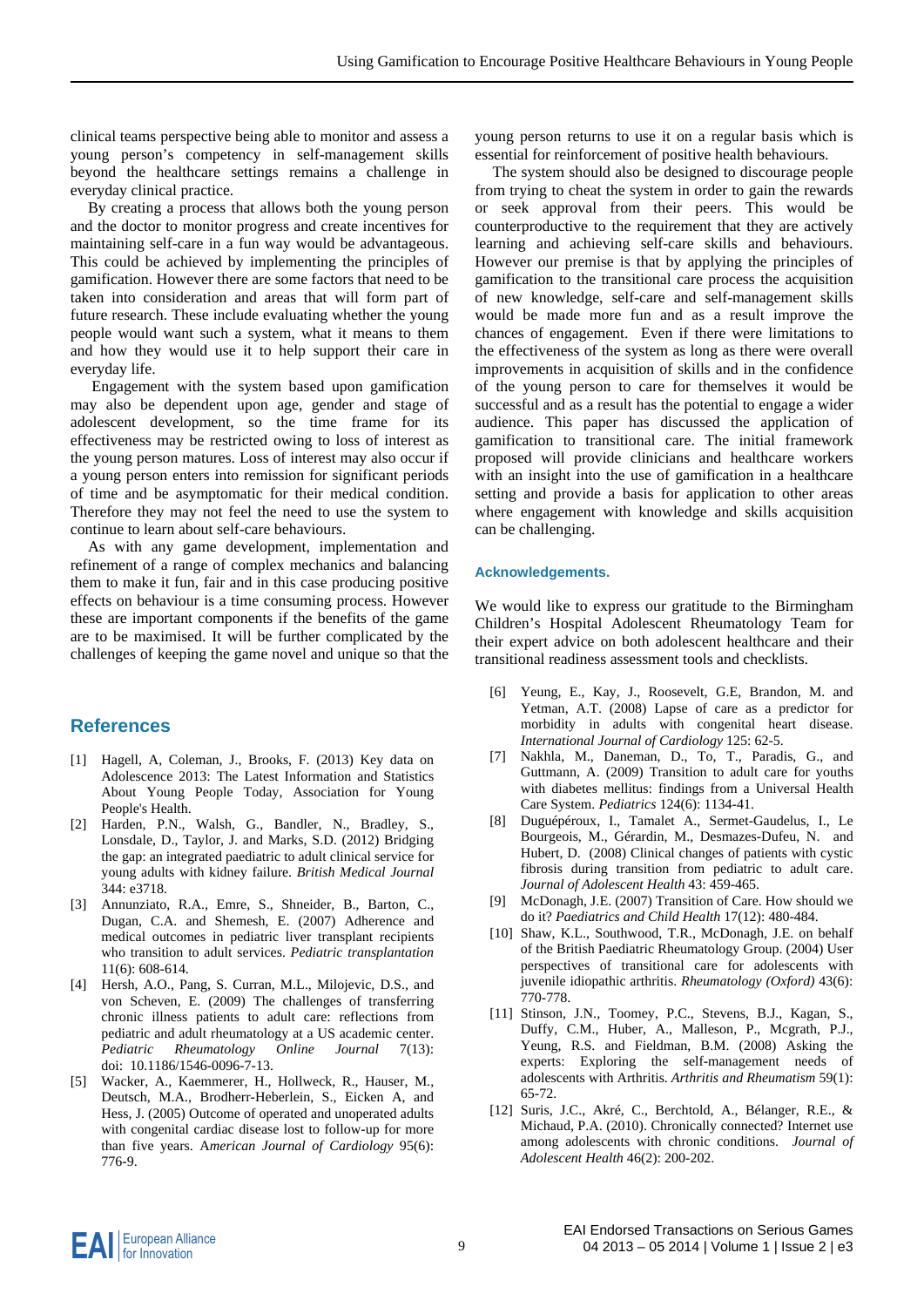clinical teams perspective being able to monitor and assess a young person's competency in self-management skills beyond the healthcare settings remains a challenge in everyday clinical practice.

By creating a process that allows both the young person and the doctor to monitor progress and create incentives for maintaining self-care in a fun way would be advantageous. This could be achieved by implementing the principles of gamification. However there are some factors that need to be taken into consideration and areas that will form part of future research. These include evaluating whether the young people would want such a system, what it means to them and how they would use it to help support their care in everyday life.

Engagement with the system based upon gamification may also be dependent upon age, gender and stage of adolescent development, so the time frame for its effectiveness may be restricted owing to loss of interest as the young person matures. Loss of interest may also occur if a young person enters into remission for significant periods of time and be asymptomatic for their medical condition. Therefore they may not feel the need to use the system to continue to learn about self-care behaviours.

As with any game development, implementation and refinement of a range of complex mechanics and balancing them to make it fun, fair and in this case producing positive effects on behaviour is a time consuming process. However these are important components if the benefits of the game are to be maximised. It will be further complicated by the challenges of keeping the game novel and unique so that the young person returns to use it on a regular basis which is essential for reinforcement of positive health behaviours.

The system should also be designed to discourage people from trying to cheat the system in order to gain the rewards or seek approval from their peers. This would be counterproductive to the requirement that they are actively learning and achieving self-care skills and behaviours. However our premise is that by applying the principles of gamification to the transitional care process the acquisition of new knowledge, self-care and self-management skills would be made more fun and as a result improve the chances of engagement. Even if there were limitations to the effectiveness of the system as long as there were overall improvements in acquisition of skills and in the confidence of the young person to care for themselves it would be successful and as a result has the potential to engage a wider audience. This paper has discussed the application of gamification to transitional care. The initial framework proposed will provide clinicians and healthcare workers with an insight into the use of gamification in a healthcare setting and provide a basis for application to other areas where engagement with knowledge and skills acquisition can be challenging.

### Acknowledgements.

We would like to express our gratitude to the Birmingham Children's Hospital Adolescent Rheumatology Team for their expert advice on both adolescent healthcare and their transitional readiness assessment tools and checklists.

## References

[1] Hagell, A, Coleman, J., Brooks, F. (2013) Key data on Adolescence 2013: The Latest Information and Statistics About Young People Today, Association for Young People's Health.

[2] Harden, P.N., Walsh, G., Bandler, N., Bradley, S., Lonsdale, D., Taylor, J. and Marks, S.D. (2012) Bridging the gap: an integrated paediatric to adult clinical service for young adults with kidney failure. *British Medical Journal* 344: e3718.

[3] Annunziato, R.A., Emre, S., Shneider, B., Barton, C., Dugan, C.A. and Shemesh, E. (2007) Adherence and medical outcomes in pediatric liver transplant recipients who transition to adult services. *Pediatric transplantation* 11(6): 608-614.

[4] Hersh, A.O., Pang, S. Curran, M.L., Milojevic, D.S., and von Scheven, E. (2009) The challenges of transferring chronic illness patients to adult care: reflections from pediatric and adult rheumatology at a US academic center. *Pediatric Rheumatology Online Journal* 7(13): doi: 10.1186/1546-0096-7-13.

[5] Wacker, A., Kaemmerer, H., Hollweck, R., Hauser, M., Deutsch, M.A., Brodherr-Heberlein, S., Eicken A, and Hess, J. (2005) Outcome of operated and unoperated adults with congenital cardiac disease lost to follow-up for more than five years. *American Journal of Cardiology* 95(6): 776-9.

[6] Yeung, E., Kay, J., Roosevelt, G.E, Brandon, M. and Yetman, A.T. (2008) Lapse of care as a predictor for morbidity in adults with congenital heart disease. *International Journal of Cardiology* 125: 62-5.

[7] Nakhla, M., Daneman, D., To, T., Paradis, G., and Guttmann, A. (2009) Transition to adult care for youths with diabetes mellitus: findings from a Universal Health Care System. *Pediatrics* 124(6): 1134-41.

[8] Duguépéroux, I., Tamalet A., Sermet-Gaudelus, I., Le Bourgeois, M., Gérardin, M., Desmazes-Dufeu, N. and Hubert, D. (2008) Clinical changes of patients with cystic fibrosis during transition from pediatric to adult care. *Journal of Adolescent Health* 43: 459-465.

[9] McDonagh, J.E. (2007) Transition of Care. How should we do it? *Paediatrics and Child Health* 17(12): 480-484.

[10] Shaw, K.L., Southwood, T.R., McDonagh, J.E. on behalf of the British Paediatric Rheumatology Group. (2004) User perspectives of transitional care for adolescents with juvenile idiopathic arthritis. *Rheumatology (Oxford)* 43(6): 770-778.

[11] Stinson, J.N., Toomey, P.C., Stevens, B.J., Kagan, S., Duffy, C.M., Huber, A., Malleson, P., Mcgrath, P.J., Yeung, R.S. and Fieldman, B.M. (2008) Asking the experts: Exploring the self-management needs of adolescents with Arthritis. *Arthritis and Rheumatism* 59(1): 65-72.

[12] Suris, J.C., Akré, C., Berchtold, A., Bélanger, R.E., & Michaud, P.A. (2010). Chronically connected? Internet use among adolescents with chronic conditions. *Journal of Adolescent Health* 46(2): 200-202.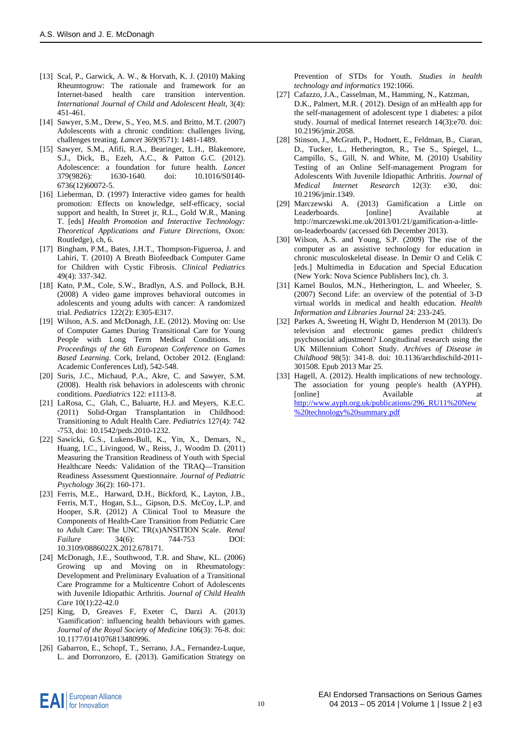[13] Scal, P., Garwick, A. W., & Horvath, K. J. (2010) Making Rheumtogrow: The rationale and framework for an Internet-based health care transition intervention. *International Journal of Child and Adolescent Healt,* 3(4): 451-461.

[14] Sawyer, S.M., Drew, S., Yeo, M.S. and Britto, M.T. (2007) Adolescents with a chronic condition: challenges living, challenges treating. *Lancet* 369(9571): 1481-1489.

[15] Sawyer, S.M., Afifi, R.A., Bearinger, L.H., Blakemore, S.J., Dick, B., Ezeh, A.C., & Patton G.C. (2012). Adolescence: a foundation for future health. *Lancet* 379(9826): 1630-1640. doi: 10.1016/S0140-6736(12)60072-5.

[16] Lieberman, D. (1997) Interactive video games for health promotion: Effects on knowledge, self-efficacy, social support and health, In Street jr, R.L., Gold W.R., Maning T. [eds] *Health Promotion and Interactive Technology: Theoretical Applications and Future Directions*, Oxon: Routledge), ch, 6.

[17] Bingham, P.M., Bates, J.H.T., Thompson-Figueroa, J. and Lahiri, T. (2010) A Breath Biofeedback Computer Game for Children with Cystic Fibrosis. *Clinical Pediatrics* 49(4): 337-342.

[18] Kato, P.M., Cole, S.W., Bradlyn, A.S. and Pollock, B.H. (2008) A video game improves behavioral outcomes in adolescents and young adults with cancer: A randomized trial. *Pediatrics* 122(2): E305-E317.

[19] Wilson, A.S. and McDonagh, J.E. (2012). Moving on: Use of Computer Games During Transitional Care for Young People with Long Term Medical Conditions. In *Proceedings of the 6th European Conference on Games Based Learning*. Cork, Ireland, October 2012. (England: Academic Conferences Ltd), 542-548.

[20] Suris, J.C., Michaud, P.A., Akre, C. and Sawyer, S.M. (2008). Health risk behaviors in adolescents with chronic conditions. *Paediatrics* 122: e1113-8.

[21] LaRosa, C., Glah, C., Baluarte, H.J. and Meyers, K.E.C. (2011) Solid-Organ Transplantation in Childhood: Transitioning to Adult Health Care. *Pediatrics* 127(4): 742 -753, doi: 10.1542/peds.2010-1232.

[22] Sawicki, G.S., Lukens-Bull, K., Yin, X., Demars, N., Huang, I.C., Livingood, W., Reiss, J., Woodm D. (2011) Measuring the Transition Readiness of Youth with Special Healthcare Needs: Validation of the TRAQ—Transition Readiness Assessment Questionnaire. *Journal of Pediatric Psychology* 36(2): 160-171.

[23] Ferris, M.E., Harward, D.H., Bickford, K., Layton, J.B., Ferris, M.T., Hogan, S.L., Gipson, D.S. McCoy, L.P. and Hooper, S.R. (2012) A Clinical Tool to Measure the Components of Health-Care Transition from Pediatric Care to Adult Care: The UNC TR(x)ANSITION Scale. *Renal Failure* 34(6): 744-753 DOI: 10.3109/0886022X.2012.678171.

[24] McDonagh, J.E., Southwood, T.R. and Shaw, KL. (2006) Growing up and Moving on in Rheumatology: Development and Preliminary Evaluation of a Transitional Care Programme for a Multicentre Cohort of Adolescents with Juvenile Idiopathic Arthritis. *Journal of Child Health Care* 10(1):22-42.0

[25] King, D, Greaves F, Exeter C, Darzi A. (2013) 'Gamification': influencing health behaviours with games. *Journal of the Royal Society of Medicine* 106(3): 76-8. doi: 10.1177/0141076813480996.

[26] Gabarron, E., Schopf, T., Serrano, J.A., Fernandez-Luque, L. and Dorronzoro, E. (2013). Gamification Strategy on Prevention of STDs for Youth. *Studies in health technology and informatics* 192:1066.

[27] Cafazzo, J.A., Casselman, M., Hamming, N., Katzman, D.K., Palmert, M.R. ( 2012). Design of an mHealth app for the self-management of adolescent type 1 diabetes: a pilot study. Journal of medical Internet research 14(3):e70. doi: 10.2196/jmir.2058.

[28] Stinson, J., McGrath, P., Hodnett, E., Feldman, B., Ciaran, D., Tucker, L., Hetherington, R., Tse S., Spiegel, L., Campillo, S., Gill, N. and White, M. (2010) Usability Testing of an Online Self-management Program for Adolescents With Juvenile Idiopathic Arthritis. *Journal of Medical Internet Research* 12(3): e30, doi: 10.2196/jmir.1349.

[29] Marczewski A. (2013) Gamification a Little on Leaderboards. [online] Available at http://marczewski.me.uk/2013/01/21/gamification-a-little-on-leaderboards/ (accessed 6th December 2013).

[30] Wilson, A.S. and Young, S.P. (2009) The rise of the computer as an assistive technology for education in chronic musculoskeletal disease. In Demir O and Celik C [eds.] Multimedia in Education and Special Education (New York: Nova Science Publishers Inc), ch. 3.

[31] Kamel Boulos, M.N., Hetherington, L. and Wheeler, S. (2007) Second Life: an overview of the potential of 3-D virtual worlds in medical and health education. *Health Information and Libraries Journal* 24: 233-245.

[32] Parkes A, Sweeting H, Wight D, Henderson M (2013). Do television and electronic games predict children's psychosocial adjustment? Longitudinal research using the UK Millennium Cohort Study. *Archives of Disease in Childhood* 98(5): 341-8. doi: 10.1136/archdischild-2011-301508. Epub 2013 Mar 25.

[33] Hagell, A. (2012). Health implications of new technology. The association for young people's health (AYPH). [online] Available at http://www.ayph.org.uk/publications/296_RU11%20New%20technology%20summary.pdf